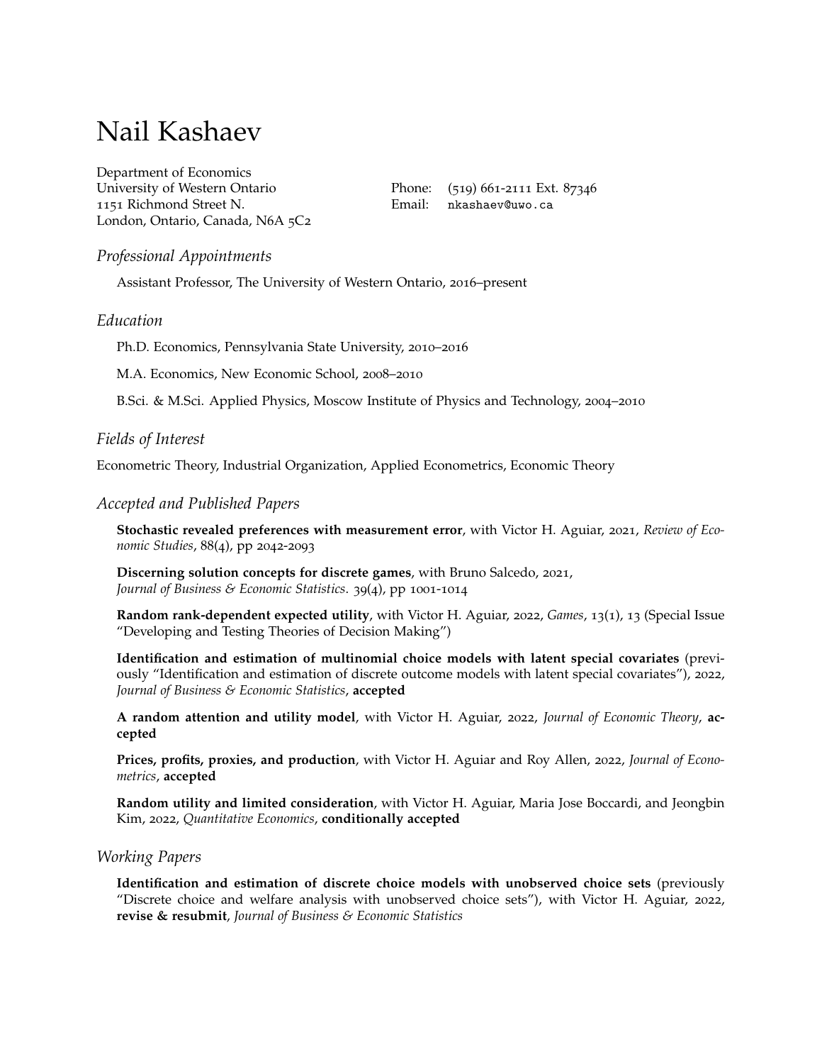# Nail Kashaev

Department of Economics
University of Western Ontario
1151 Richmond Street N.
London, Ontario, Canada, N6A 5C2

Phone: (519) 661-2111 Ext. 87346
Email: `nkashaev@uwo.ca`

## *Professional Appointments*

Assistant Professor, The University of Western Ontario, 2016–present

## *Education*

Ph.D. Economics, Pennsylvania State University, 2010–2016

M.A. Economics, New Economic School, 2008–2010

B.Sci. & M.Sci. Applied Physics, Moscow Institute of Physics and Technology, 2004–2010

## *Fields of Interest*

Econometric Theory, Industrial Organization, Applied Econometrics, Economic Theory

## *Accepted and Published Papers*

**Stochastic revealed preferences with measurement error**, with Victor H. Aguiar, 2021, *Review of Economic Studies*, 88(4), pp 2042-2093

**Discerning solution concepts for discrete games**, with Bruno Salcedo, 2021, *Journal of Business & Economic Statistics*. 39(4), pp 1001-1014

**Random rank-dependent expected utility**, with Victor H. Aguiar, 2022, *Games*, 13(1), 13 (Special Issue "Developing and Testing Theories of Decision Making")

**Identification and estimation of multinomial choice models with latent special covariates** (previously "Identification and estimation of discrete outcome models with latent special covariates"), 2022, *Journal of Business & Economic Statistics*, **accepted**

**A random attention and utility model**, with Victor H. Aguiar, 2022, *Journal of Economic Theory*, **accepted**

**Prices, profits, proxies, and production**, with Victor H. Aguiar and Roy Allen, 2022, *Journal of Econometrics*, **accepted**

**Random utility and limited consideration**, with Victor H. Aguiar, Maria Jose Boccardi, and Jeongbin Kim, 2022, *Quantitative Economics*, **conditionally accepted**

## *Working Papers*

**Identification and estimation of discrete choice models with unobserved choice sets** (previously "Discrete choice and welfare analysis with unobserved choice sets"), with Victor H. Aguiar, 2022, **revise & resubmit**, *Journal of Business & Economic Statistics*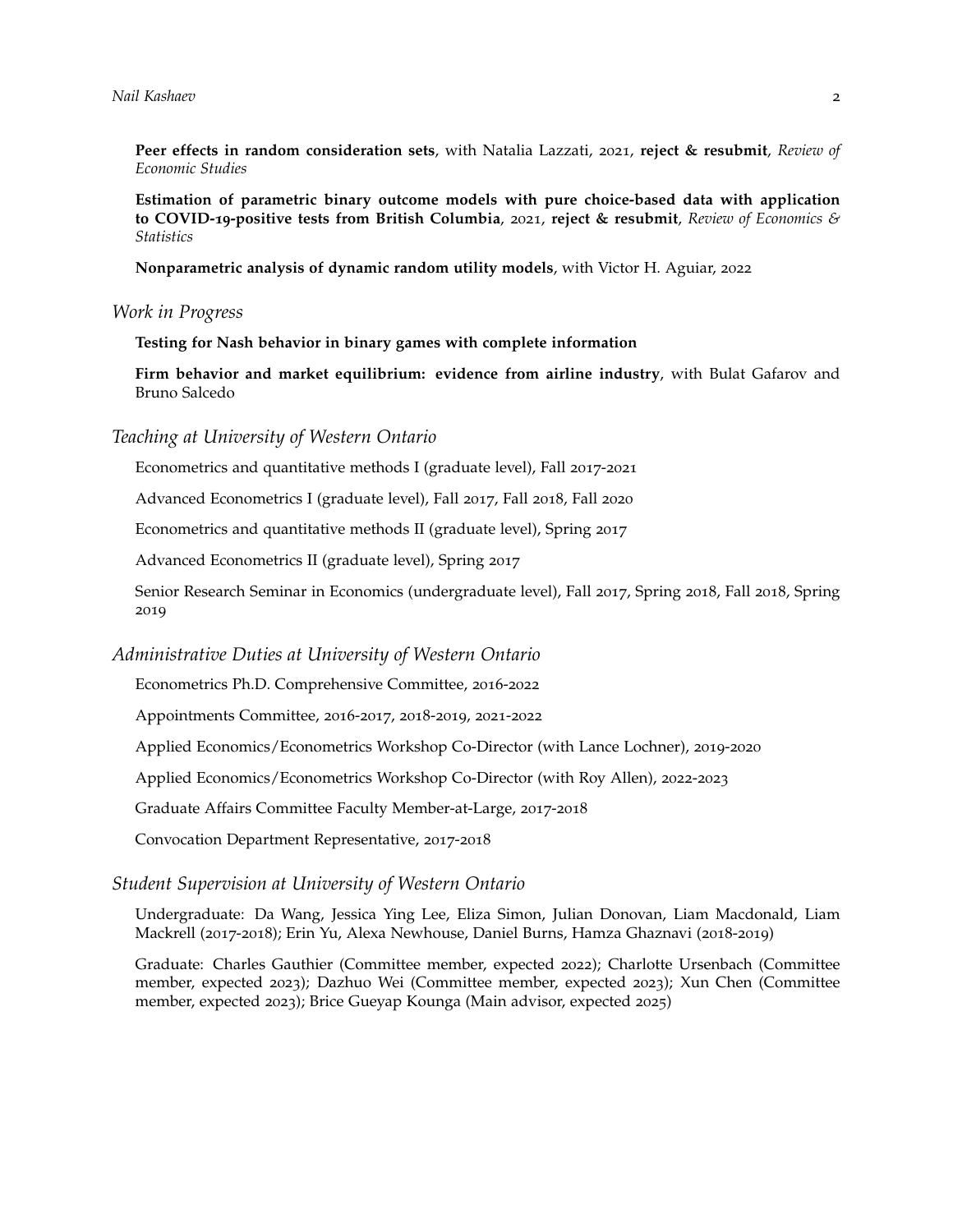**Peer effects in random consideration sets**, with Natalia Lazzati, 2021, **reject & resubmit**, *Review of Economic Studies*

**Estimation of parametric binary outcome models with pure choice-based data with application to COVID-19-positive tests from British Columbia**, 2021, **reject & resubmit**, *Review of Economics & Statistics*

**Nonparametric analysis of dynamic random utility models**, with Victor H. Aguiar, 2022

## *Work in Progress*

**Testing for Nash behavior in binary games with complete information**

**Firm behavior and market equilibrium: evidence from airline industry**, with Bulat Gafarov and Bruno Salcedo

## *Teaching at University of Western Ontario*

Econometrics and quantitative methods I (graduate level), Fall 2017-2021

Advanced Econometrics I (graduate level), Fall 2017, Fall 2018, Fall 2020

Econometrics and quantitative methods II (graduate level), Spring 2017

Advanced Econometrics II (graduate level), Spring 2017

Senior Research Seminar in Economics (undergraduate level), Fall 2017, Spring 2018, Fall 2018, Spring 2019

## *Administrative Duties at University of Western Ontario*

Econometrics Ph.D. Comprehensive Committee, 2016-2022

Appointments Committee, 2016-2017, 2018-2019, 2021-2022

Applied Economics/Econometrics Workshop Co-Director (with Lance Lochner), 2019-2020

Applied Economics/Econometrics Workshop Co-Director (with Roy Allen), 2022-2023

Graduate Affairs Committee Faculty Member-at-Large, 2017-2018

Convocation Department Representative, 2017-2018

## *Student Supervision at University of Western Ontario*

Undergraduate: Da Wang, Jessica Ying Lee, Eliza Simon, Julian Donovan, Liam Macdonald, Liam Mackrell (2017-2018); Erin Yu, Alexa Newhouse, Daniel Burns, Hamza Ghaznavi (2018-2019)

Graduate: Charles Gauthier (Committee member, expected 2022); Charlotte Ursenbach (Committee member, expected 2023); Dazhuo Wei (Committee member, expected 2023); Xun Chen (Committee member, expected 2023); Brice Gueyap Kounga (Main advisor, expected 2025)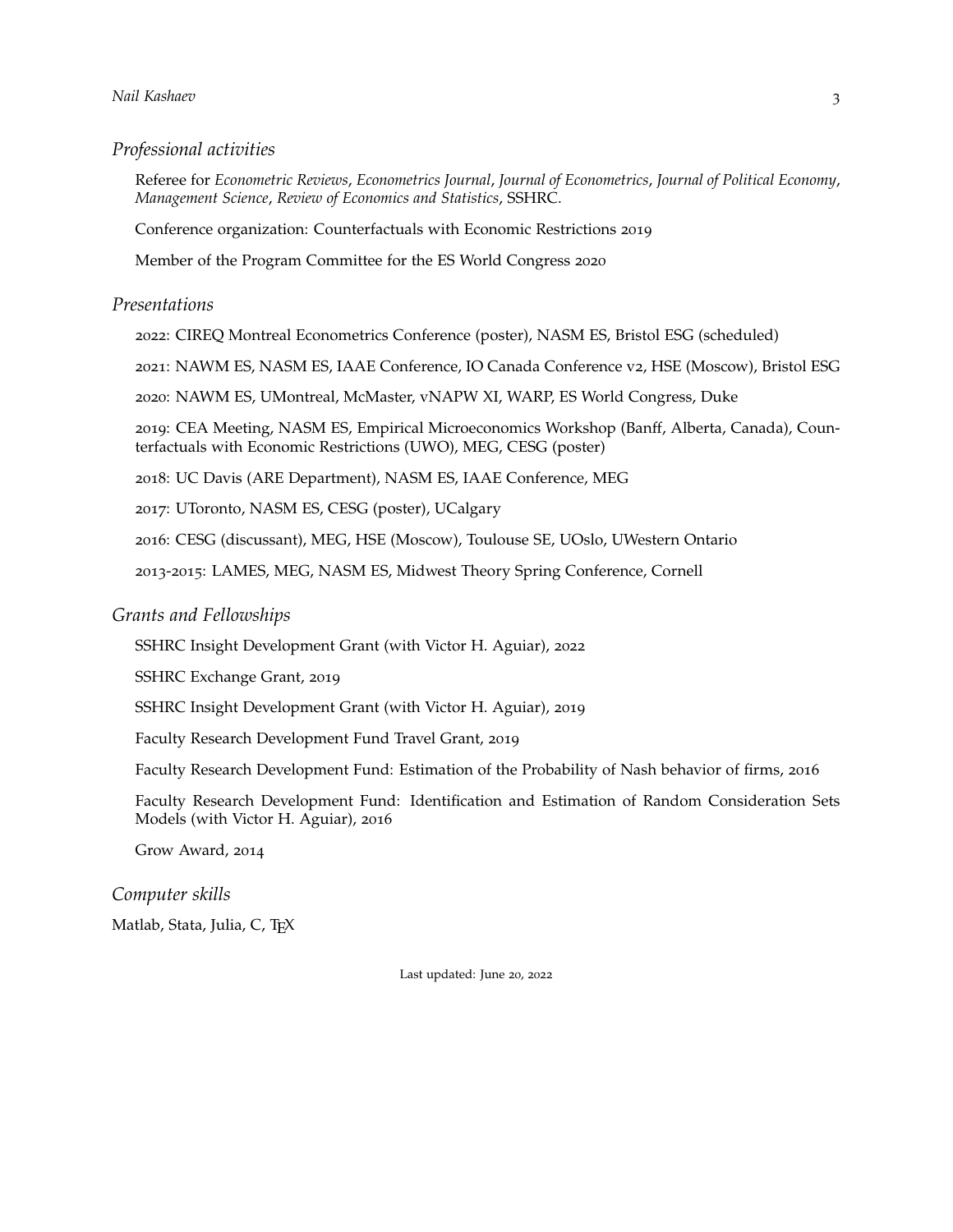## *Professional activities*

Referee for *Econometric Reviews*, *Econometrics Journal*, *Journal of Econometrics*, *Journal of Political Economy*, *Management Science*, *Review of Economics and Statistics*, SSHRC.

Conference organization: Counterfactuals with Economic Restrictions 2019

Member of the Program Committee for the ES World Congress 2020

## *Presentations*

2022: CIREQ Montreal Econometrics Conference (poster), NASM ES, Bristol ESG (scheduled)

2021: NAWM ES, NASM ES, IAAE Conference, IO Canada Conference v2, HSE (Moscow), Bristol ESG

2020: NAWM ES, UMontreal, McMaster, vNAPW XI, WARP, ES World Congress, Duke

2019: CEA Meeting, NASM ES, Empirical Microeconomics Workshop (Banff, Alberta, Canada), Counterfactuals with Economic Restrictions (UWO), MEG, CESG (poster)

2018: UC Davis (ARE Department), NASM ES, IAAE Conference, MEG

2017: UToronto, NASM ES, CESG (poster), UCalgary

2016: CESG (discussant), MEG, HSE (Moscow), Toulouse SE, UOslo, UWestern Ontario

2013-2015: LAMES, MEG, NASM ES, Midwest Theory Spring Conference, Cornell

## *Grants and Fellowships*

SSHRC Insight Development Grant (with Victor H. Aguiar), 2022

SSHRC Exchange Grant, 2019

SSHRC Insight Development Grant (with Victor H. Aguiar), 2019

Faculty Research Development Fund Travel Grant, 2019

Faculty Research Development Fund: Estimation of the Probability of Nash behavior of firms, 2016

Faculty Research Development Fund: Identification and Estimation of Random Consideration Sets Models (with Victor H. Aguiar), 2016

Grow Award, 2014

## *Computer skills*

Matlab, Stata, Julia, C, TEX

Last updated: June 20, 2022